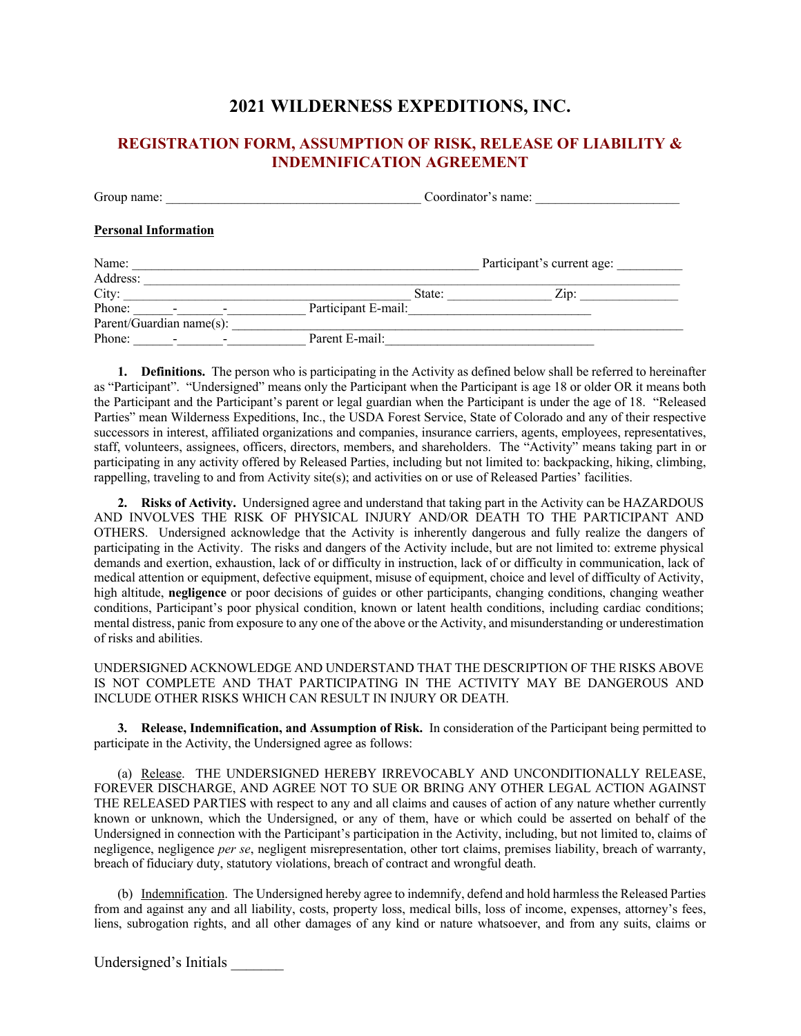# 2021 WILDERNESS EXPEDITIONS, INC.

## REGISTRATION FORM, ASSUMPTION OF RISK, RELEASE OF LIABILITY & INDEMNIFICATION AGREEMENT

Group name: ______________________________________ Coordinator's name: ______________________

**Personal Information**

Name: _______________________________________________________ Participant's current age: __________

Address: ________________________________________________________________________________

City: ____________________________________________ State: _______________ Zip: _______________

Phone: ______-_______-____________ Participant E-mail:____________________________

Parent/Guardian name(s): _________________________________________________________________

Phone: ______-_______-____________ Parent E-mail:________________________________

**1. Definitions.** The person who is participating in the Activity as defined below shall be referred to hereinafter as "Participant". "Undersigned" means only the Participant when the Participant is age 18 or older OR it means both the Participant and the Participant's parent or legal guardian when the Participant is under the age of 18. "Released Parties" mean Wilderness Expeditions, Inc., the USDA Forest Service, State of Colorado and any of their respective successors in interest, affiliated organizations and companies, insurance carriers, agents, employees, representatives, staff, volunteers, assignees, officers, directors, members, and shareholders. The "Activity" means taking part in or participating in any activity offered by Released Parties, including but not limited to: backpacking, hiking, climbing, rappelling, traveling to and from Activity site(s); and activities on or use of Released Parties' facilities.

**2. Risks of Activity.** Undersigned agree and understand that taking part in the Activity can be HAZARDOUS AND INVOLVES THE RISK OF PHYSICAL INJURY AND/OR DEATH TO THE PARTICIPANT AND OTHERS. Undersigned acknowledge that the Activity is inherently dangerous and fully realize the dangers of participating in the Activity. The risks and dangers of the Activity include, but are not limited to: extreme physical demands and exertion, exhaustion, lack of or difficulty in instruction, lack of or difficulty in communication, lack of medical attention or equipment, defective equipment, misuse of equipment, choice and level of difficulty of Activity, high altitude, **negligence** or poor decisions of guides or other participants, changing conditions, changing weather conditions, Participant's poor physical condition, known or latent health conditions, including cardiac conditions; mental distress, panic from exposure to any one of the above or the Activity, and misunderstanding or underestimation of risks and abilities.

UNDERSIGNED ACKNOWLEDGE AND UNDERSTAND THAT THE DESCRIPTION OF THE RISKS ABOVE IS NOT COMPLETE AND THAT PARTICIPATING IN THE ACTIVITY MAY BE DANGEROUS AND INCLUDE OTHER RISKS WHICH CAN RESULT IN INJURY OR DEATH.

**3. Release, Indemnification, and Assumption of Risk.** In consideration of the Participant being permitted to participate in the Activity, the Undersigned agree as follows:

(a) Release. THE UNDERSIGNED HEREBY IRREVOCABLY AND UNCONDITIONALLY RELEASE, FOREVER DISCHARGE, AND AGREE NOT TO SUE OR BRING ANY OTHER LEGAL ACTION AGAINST THE RELEASED PARTIES with respect to any and all claims and causes of action of any nature whether currently known or unknown, which the Undersigned, or any of them, have or which could be asserted on behalf of the Undersigned in connection with the Participant's participation in the Activity, including, but not limited to, claims of negligence, negligence *per se*, negligent misrepresentation, other tort claims, premises liability, breach of warranty, breach of fiduciary duty, statutory violations, breach of contract and wrongful death.

(b) Indemnification. The Undersigned hereby agree to indemnify, defend and hold harmless the Released Parties from and against any and all liability, costs, property loss, medical bills, loss of income, expenses, attorney's fees, liens, subrogation rights, and all other damages of any kind or nature whatsoever, and from any suits, claims or

Undersigned's Initials _______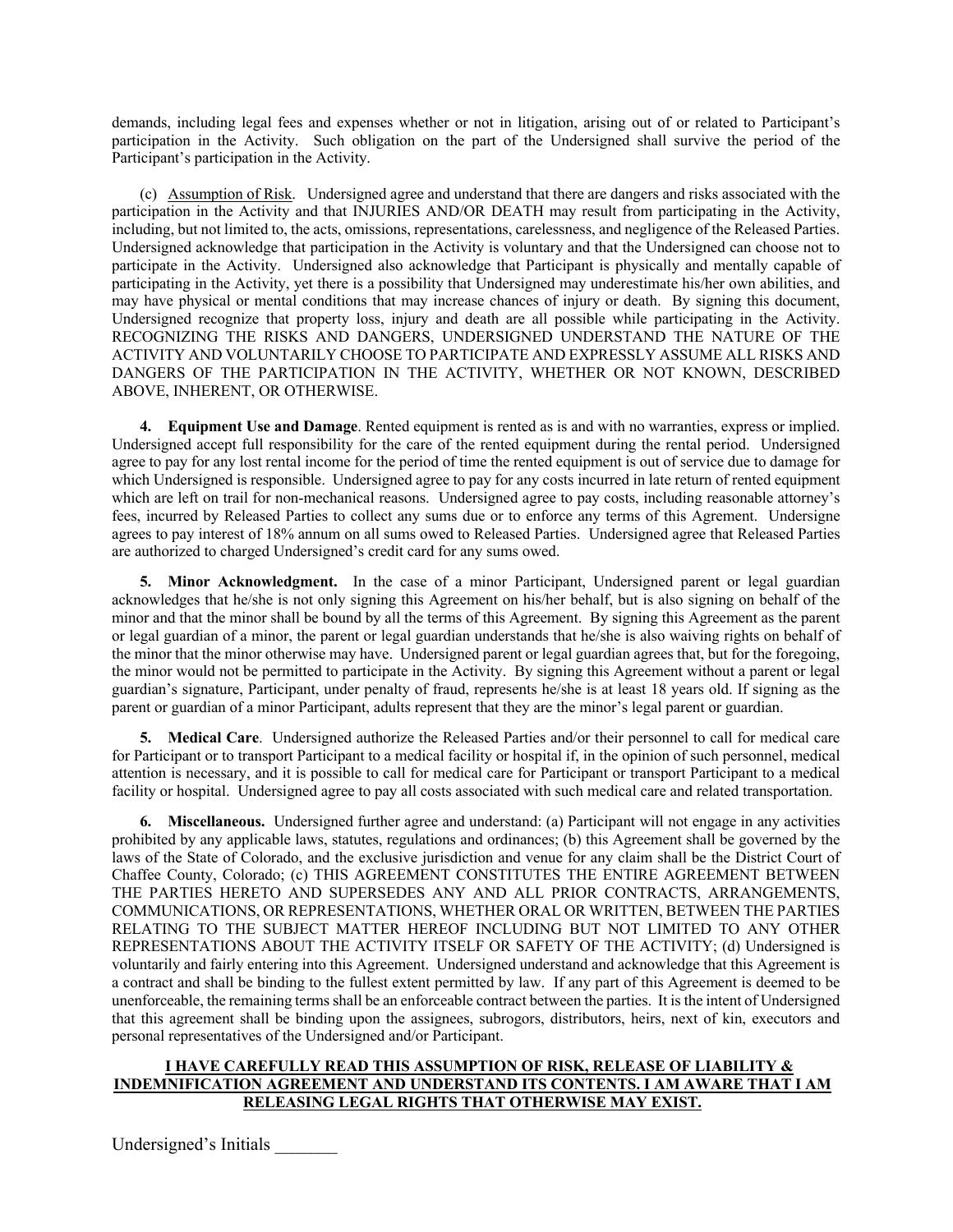demands, including legal fees and expenses whether or not in litigation, arising out of or related to Participant's participation in the Activity. Such obligation on the part of the Undersigned shall survive the period of the Participant's participation in the Activity.

(c) Assumption of Risk. Undersigned agree and understand that there are dangers and risks associated with the participation in the Activity and that INJURIES AND/OR DEATH may result from participating in the Activity, including, but not limited to, the acts, omissions, representations, carelessness, and negligence of the Released Parties. Undersigned acknowledge that participation in the Activity is voluntary and that the Undersigned can choose not to participate in the Activity. Undersigned also acknowledge that Participant is physically and mentally capable of participating in the Activity, yet there is a possibility that Undersigned may underestimate his/her own abilities, and may have physical or mental conditions that may increase chances of injury or death. By signing this document, Undersigned recognize that property loss, injury and death are all possible while participating in the Activity. RECOGNIZING THE RISKS AND DANGERS, UNDERSIGNED UNDERSTAND THE NATURE OF THE ACTIVITY AND VOLUNTARILY CHOOSE TO PARTICIPATE AND EXPRESSLY ASSUME ALL RISKS AND DANGERS OF THE PARTICIPATION IN THE ACTIVITY, WHETHER OR NOT KNOWN, DESCRIBED ABOVE, INHERENT, OR OTHERWISE.

**4. Equipment Use and Damage**. Rented equipment is rented as is and with no warranties, express or implied. Undersigned accept full responsibility for the care of the rented equipment during the rental period. Undersigned agree to pay for any lost rental income for the period of time the rented equipment is out of service due to damage for which Undersigned is responsible. Undersigned agree to pay for any costs incurred in late return of rented equipment which are left on trail for non-mechanical reasons. Undersigned agree to pay costs, including reasonable attorney's fees, incurred by Released Parties to collect any sums due or to enforce any terms of this Agrement. Undersigne agrees to pay interest of 18% annum on all sums owed to Released Parties. Undersigned agree that Released Parties are authorized to charged Undersigned's credit card for any sums owed.

**5. Minor Acknowledgment.** In the case of a minor Participant, Undersigned parent or legal guardian acknowledges that he/she is not only signing this Agreement on his/her behalf, but is also signing on behalf of the minor and that the minor shall be bound by all the terms of this Agreement. By signing this Agreement as the parent or legal guardian of a minor, the parent or legal guardian understands that he/she is also waiving rights on behalf of the minor that the minor otherwise may have. Undersigned parent or legal guardian agrees that, but for the foregoing, the minor would not be permitted to participate in the Activity. By signing this Agreement without a parent or legal guardian's signature, Participant, under penalty of fraud, represents he/she is at least 18 years old. If signing as the parent or guardian of a minor Participant, adults represent that they are the minor's legal parent or guardian.

**5. Medical Care**. Undersigned authorize the Released Parties and/or their personnel to call for medical care for Participant or to transport Participant to a medical facility or hospital if, in the opinion of such personnel, medical attention is necessary, and it is possible to call for medical care for Participant or transport Participant to a medical facility or hospital. Undersigned agree to pay all costs associated with such medical care and related transportation.

**6. Miscellaneous.** Undersigned further agree and understand: (a) Participant will not engage in any activities prohibited by any applicable laws, statutes, regulations and ordinances; (b) this Agreement shall be governed by the laws of the State of Colorado, and the exclusive jurisdiction and venue for any claim shall be the District Court of Chaffee County, Colorado; (c) THIS AGREEMENT CONSTITUTES THE ENTIRE AGREEMENT BETWEEN THE PARTIES HERETO AND SUPERSEDES ANY AND ALL PRIOR CONTRACTS, ARRANGEMENTS, COMMUNICATIONS, OR REPRESENTATIONS, WHETHER ORAL OR WRITTEN, BETWEEN THE PARTIES RELATING TO THE SUBJECT MATTER HEREOF INCLUDING BUT NOT LIMITED TO ANY OTHER REPRESENTATIONS ABOUT THE ACTIVITY ITSELF OR SAFETY OF THE ACTIVITY; (d) Undersigned is voluntarily and fairly entering into this Agreement. Undersigned understand and acknowledge that this Agreement is a contract and shall be binding to the fullest extent permitted by law. If any part of this Agreement is deemed to be unenforceable, the remaining terms shall be an enforceable contract between the parties. It is the intent of Undersigned that this agreement shall be binding upon the assignees, subrogors, distributors, heirs, next of kin, executors and personal representatives of the Undersigned and/or Participant.

**I HAVE CAREFULLY READ THIS ASSUMPTION OF RISK, RELEASE OF LIABILITY & INDEMNIFICATION AGREEMENT AND UNDERSTAND ITS CONTENTS. I AM AWARE THAT I AM RELEASING LEGAL RIGHTS THAT OTHERWISE MAY EXIST.**

Undersigned's Initials _______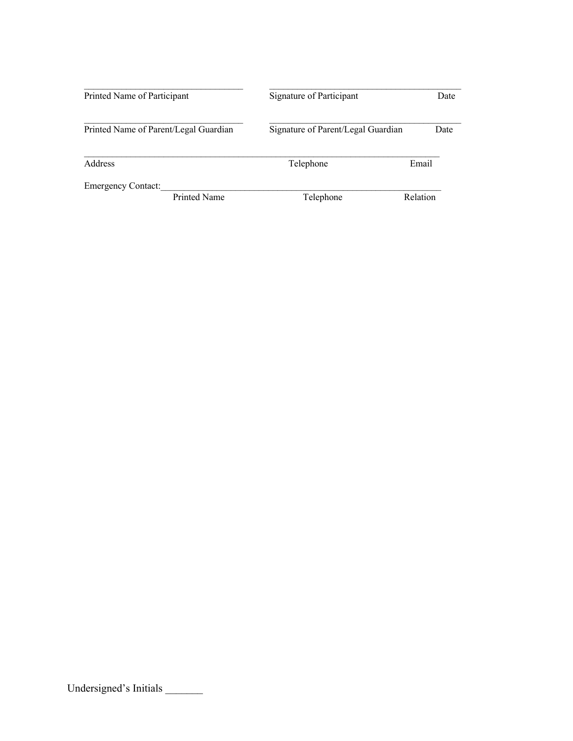_________________________________________ &nbsp;&nbsp;&nbsp;&nbsp; _________________________________________________
Printed Name of Participant &nbsp;&nbsp;&nbsp;&nbsp; Signature of Participant &nbsp;&nbsp;&nbsp;&nbsp; Date

_________________________________________ &nbsp;&nbsp;&nbsp;&nbsp; _________________________________________________
Printed Name of Parent/Legal Guardian &nbsp;&nbsp;&nbsp;&nbsp; Signature of Parent/Legal Guardian &nbsp;&nbsp;&nbsp;&nbsp; Date

_____________________________________________________________________________________________
Address &nbsp;&nbsp;&nbsp;&nbsp; Telephone &nbsp;&nbsp;&nbsp;&nbsp; Email

Emergency Contact:_________________________________________________________________________
Printed Name &nbsp;&nbsp;&nbsp;&nbsp; Telephone &nbsp;&nbsp;&nbsp;&nbsp; Relation

Undersigned's Initials _______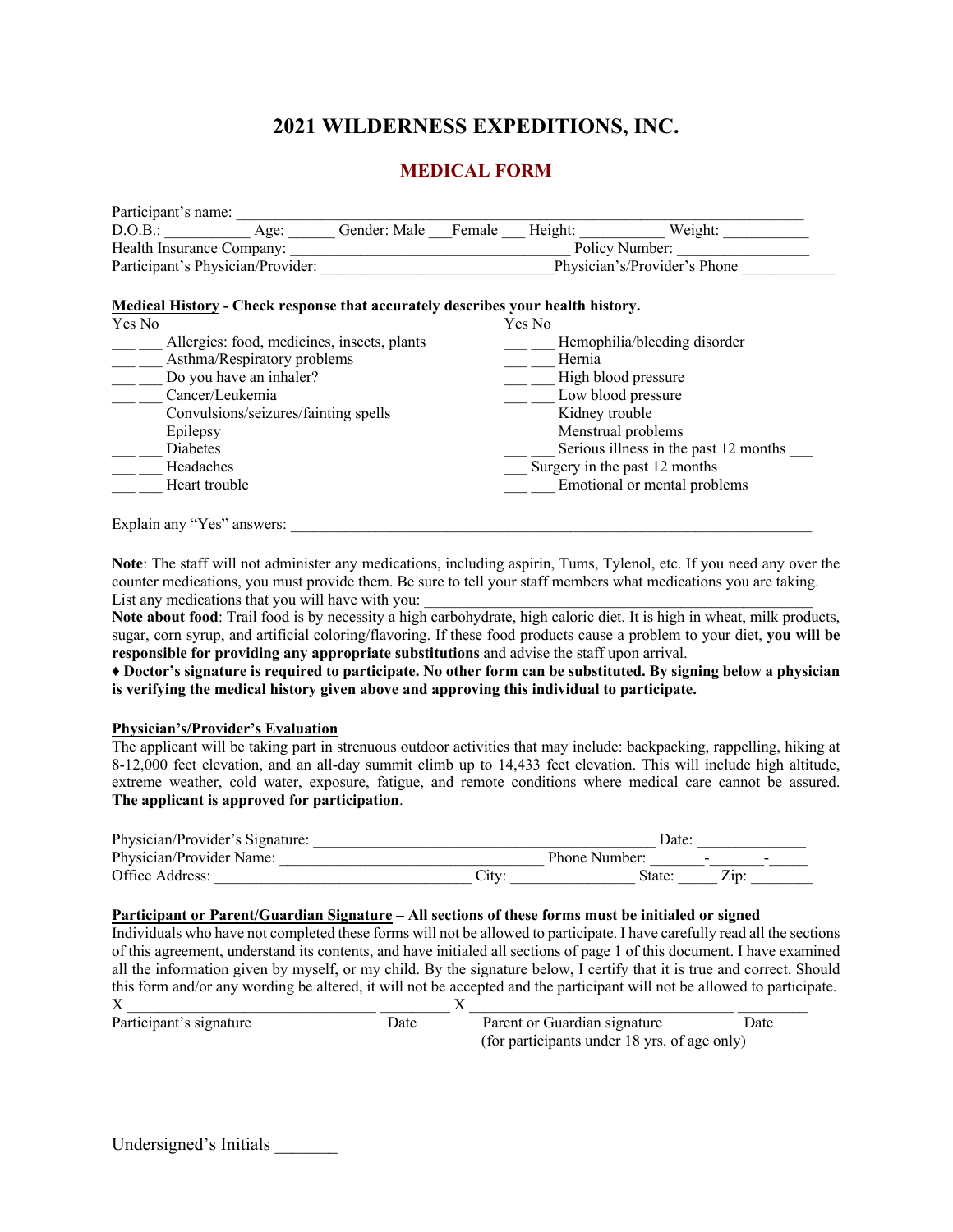# 2021 WILDERNESS EXPEDITIONS, INC.

## MEDICAL FORM

Participant's name: ___________________________________________________________________________

D.O.B.: ___________ Age: ______ Gender: Male ___Female ___ Height: ___________ Weight: ___________

Health Insurance Company: ___________________________________ Policy Number: ________________

Participant's Physician/Provider: ______________________________Physician's/Provider's Phone ____________

**Medical History - Check response that accurately describes your health history.**

| Yes | No | | Yes | No | |
|---|---|---|---|---|---|
| ___ | ___ | Allergies: food, medicines, insects, plants | ___ | ___ | Hemophilia/bleeding disorder |
| ___ | ___ | Asthma/Respiratory problems | ___ | ___ | Hernia |
| ___ | ___ | Do you have an inhaler? | ___ | ___ | High blood pressure |
| ___ | ___ | Cancer/Leukemia | ___ | ___ | Low blood pressure |
| ___ | ___ | Convulsions/seizures/fainting spells | ___ | ___ | Kidney trouble |
| ___ | ___ | Epilepsy | ___ | ___ | Menstrual problems |
| ___ | ___ | Diabetes | ___ | ___ | Serious illness in the past 12 months ___ |
| ___ | ___ | Headaches | ___ | | Surgery in the past 12 months |
| ___ | ___ | Heart trouble | ___ | ___ | Emotional or mental problems |

Explain any "Yes" answers: ________________________________________________________________________

**Note**: The staff will not administer any medications, including aspirin, Tums, Tylenol, etc. If you need any over the counter medications, you must provide them. Be sure to tell your staff members what medications you are taking. List any medications that you will have with you: ____________________________________________________

**Note about food**: Trail food is by necessity a high carbohydrate, high caloric diet. It is high in wheat, milk products, sugar, corn syrup, and artificial coloring/flavoring. If these food products cause a problem to your diet, **you will be responsible for providing any appropriate substitutions** and advise the staff upon arrival.

**♦ Doctor's signature is required to participate. No other form can be substituted. By signing below a physician is verifying the medical history given above and approving this individual to participate.**

**Physician's/Provider's Evaluation**

The applicant will be taking part in strenuous outdoor activities that may include: backpacking, rappelling, hiking at 8-12,000 feet elevation, and an all-day summit climb up to 14,433 feet elevation. This will include high altitude, extreme weather, cold water, exposure, fatigue, and remote conditions where medical care cannot be assured. **The applicant is approved for participation**.

Physician/Provider's Signature: ____________________________________________ Date: ______________

Physician/Provider Name: __________________________________ Phone Number: _______-_______-_____

Office Address: _________________________________ City: ________________ State: _____ Zip: ________

**Participant or Parent/Guardian Signature – All sections of these forms must be initialed or signed**

Individuals who have not completed these forms will not be allowed to participate. I have carefully read all the sections of this agreement, understand its contents, and have initialed all sections of page 1 of this document. I have examined all the information given by myself, or my child. By the signature below, I certify that it is true and correct. Should this form and/or any wording be altered, it will not be accepted and the participant will not be allowed to participate.

X _______________________________ _________ X _________________________________ _________

Participant's signature Date Parent or Guardian signature Date

(for participants under 18 yrs. of age only)

Undersigned's Initials _______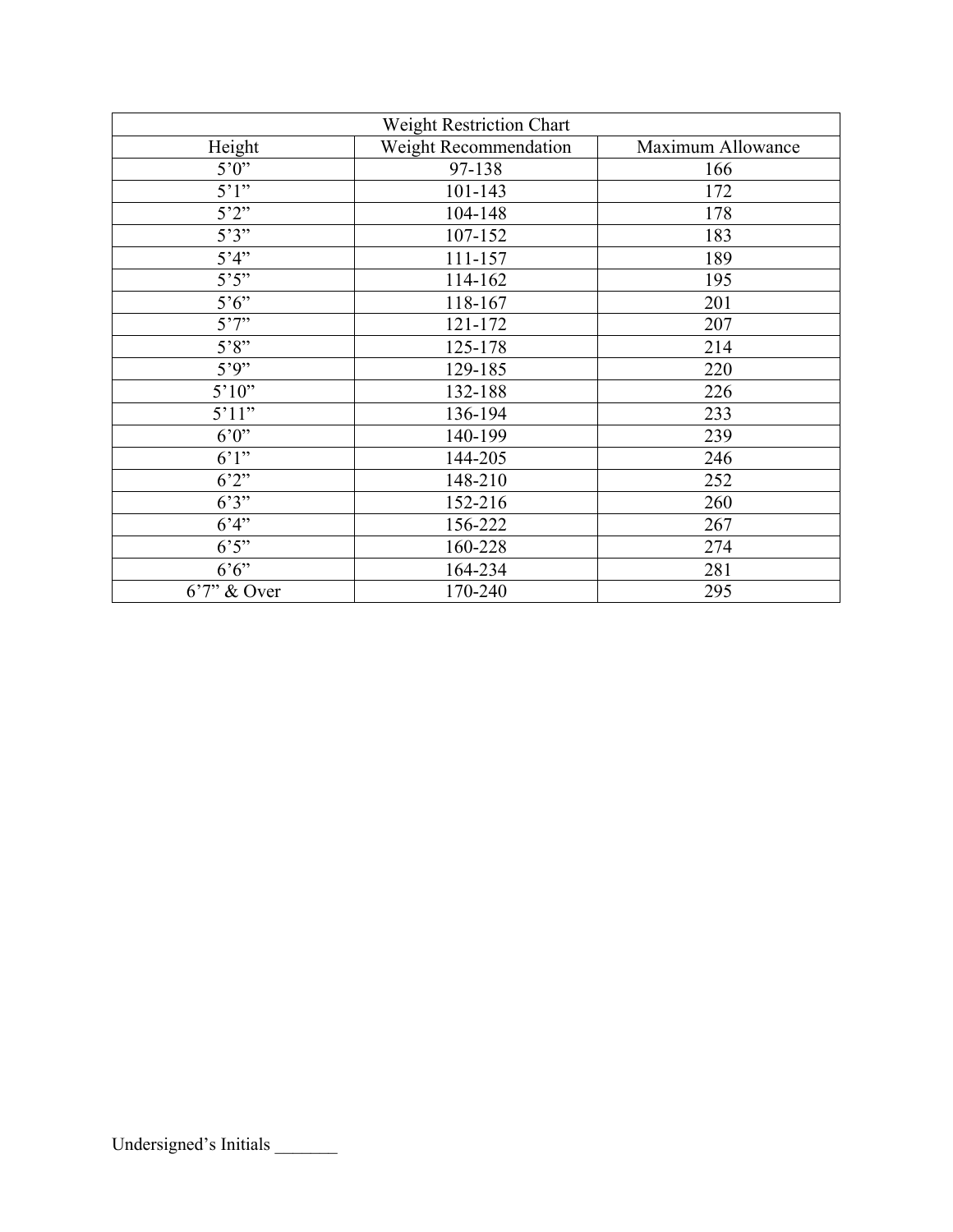| Weight Restriction Chart | | |
|---|---|---|
| Height | Weight Recommendation | Maximum Allowance |
| 5’0” | 97-138 | 166 |
| 5’1” | 101-143 | 172 |
| 5’2” | 104-148 | 178 |
| 5’3” | 107-152 | 183 |
| 5’4” | 111-157 | 189 |
| 5’5” | 114-162 | 195 |
| 5’6” | 118-167 | 201 |
| 5’7” | 121-172 | 207 |
| 5’8” | 125-178 | 214 |
| 5’9” | 129-185 | 220 |
| 5’10” | 132-188 | 226 |
| 5’11” | 136-194 | 233 |
| 6’0” | 140-199 | 239 |
| 6’1” | 144-205 | 246 |
| 6’2” | 148-210 | 252 |
| 6’3” | 152-216 | 260 |
| 6’4” | 156-222 | 267 |
| 6’5” | 160-228 | 274 |
| 6’6” | 164-234 | 281 |
| 6’7” & Over | 170-240 | 295 |

Undersigned’s Initials _______